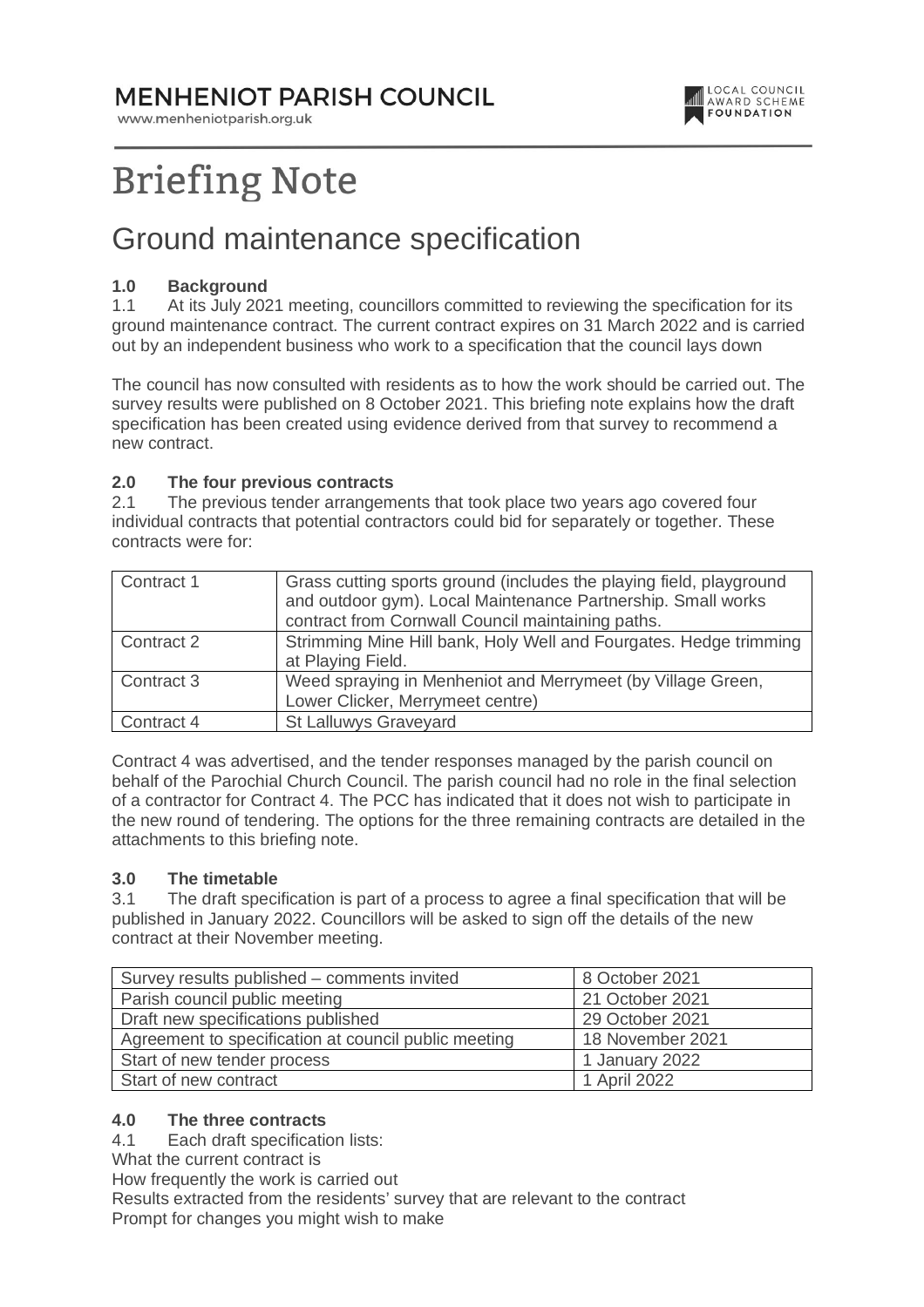MENHENIOT PARISH COUNCIL

www.menheniotparish.org.uk

LOCAL COUNCIL AWARD SCHEME FOUNDATION

# Briefing Note

## Ground maintenance specification

**1.0 Background**

1.1 At its July 2021 meeting, councillors committed to reviewing the specification for its ground maintenance contract. The current contract expires on 31 March 2022 and is carried out by an independent business who work to a specification that the council lays down

The council has now consulted with residents as to how the work should be carried out. The survey results were published on 8 October 2021. This briefing note explains how the draft specification has been created using evidence derived from that survey to recommend a new contract.

**2.0 The four previous contracts**

2.1 The previous tender arrangements that took place two years ago covered four individual contracts that potential contractors could bid for separately or together. These contracts were for:

| Contract | Description |
|---|---|
| Contract 1 | Grass cutting sports ground (includes the playing field, playground and outdoor gym). Local Maintenance Partnership. Small works contract from Cornwall Council maintaining paths. |
| Contract 2 | Strimming Mine Hill bank, Holy Well and Fourgates. Hedge trimming at Playing Field. |
| Contract 3 | Weed spraying in Menheniot and Merrymeet (by Village Green, Lower Clicker, Merrymeet centre) |
| Contract 4 | St Lalluwys Graveyard |

Contract 4 was advertised, and the tender responses managed by the parish council on behalf of the Parochial Church Council. The parish council had no role in the final selection of a contractor for Contract 4. The PCC has indicated that it does not wish to participate in the new round of tendering. The options for the three remaining contracts are detailed in the attachments to this briefing note.

**3.0 The timetable**

3.1 The draft specification is part of a process to agree a final specification that will be published in January 2022. Councillors will be asked to sign off the details of the new contract at their November meeting.

| Stage | Date |
|---|---|
| Survey results published – comments invited | 8 October 2021 |
| Parish council public meeting | 21 October 2021 |
| Draft new specifications published | 29 October 2021 |
| Agreement to specification at council public meeting | 18 November 2021 |
| Start of new tender process | 1 January 2022 |
| Start of new contract | 1 April 2022 |

**4.0 The three contracts**

4.1 Each draft specification lists:

What the current contract is

How frequently the work is carried out

Results extracted from the residents' survey that are relevant to the contract

Prompt for changes you might wish to make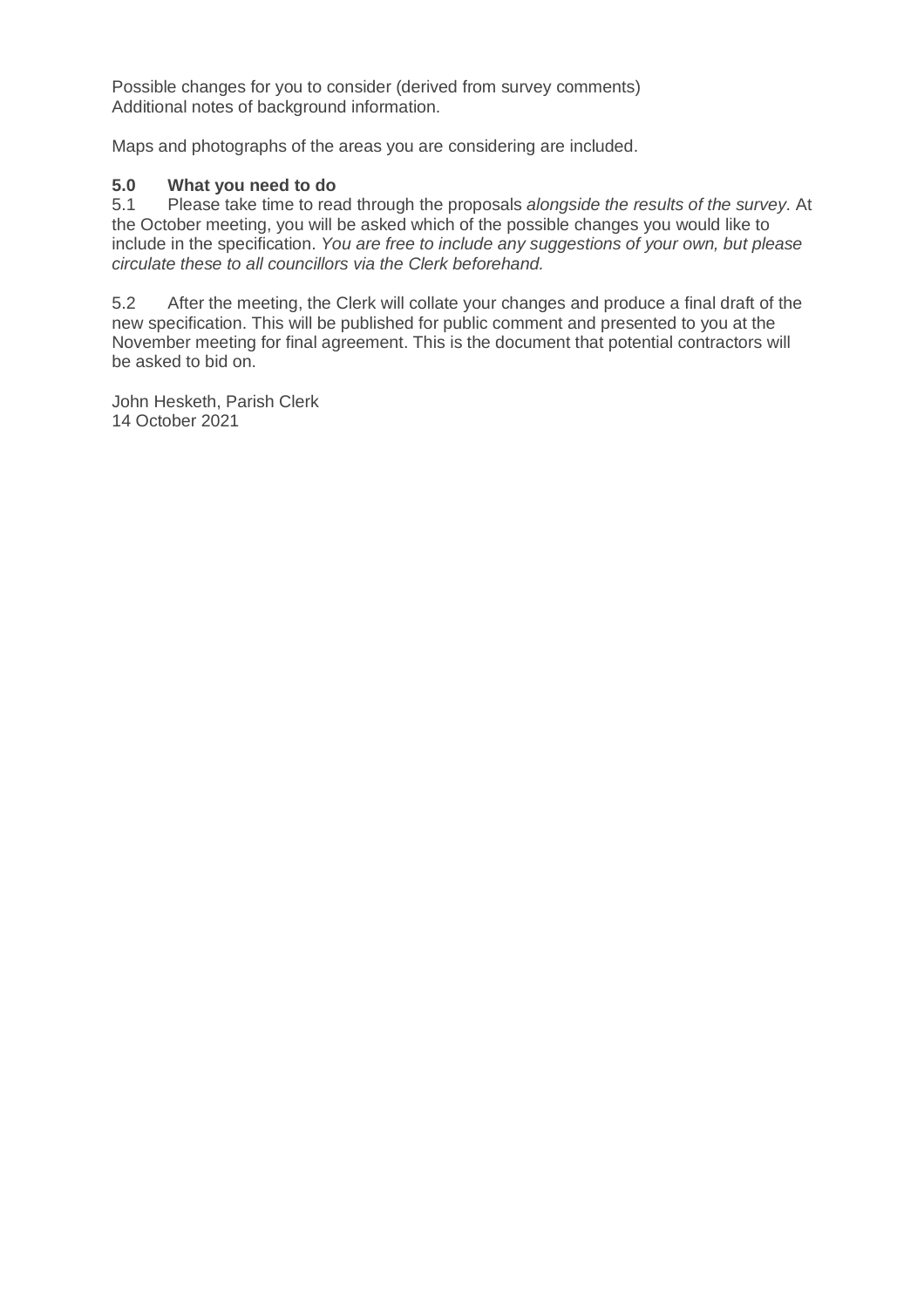Possible changes for you to consider (derived from survey comments)
Additional notes of background information.

Maps and photographs of the areas you are considering are included.

**5.0 What you need to do**

5.1 Please take time to read through the proposals *alongside the results of the survey*. At the October meeting, you will be asked which of the possible changes you would like to include in the specification. *You are free to include any suggestions of your own, but please circulate these to all councillors via the Clerk beforehand.*

5.2 After the meeting, the Clerk will collate your changes and produce a final draft of the new specification. This will be published for public comment and presented to you at the November meeting for final agreement. This is the document that potential contractors will be asked to bid on.

John Hesketh, Parish Clerk
14 October 2021